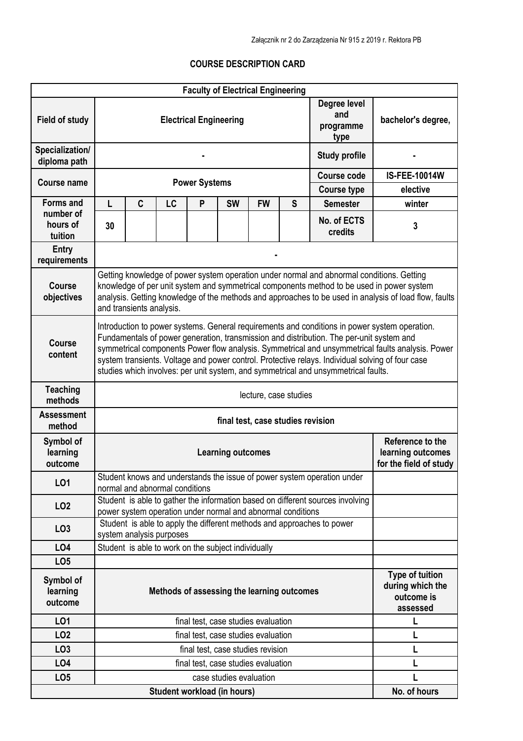Załącznik nr 2 do Zarządzenia Nr 915 z 2019 r. Rektora PB

# COURSE DESCRIPTION CARD

| Faculty of Electrical Engineering | | | | | | | | | |
|---|---|---|---|---|---|---|---|---|---|
| **Field of study** | **Electrical Engineering** | | | | | | | **Degree level and programme type** | **bachelor's degree,** |
| **Specialization/ diploma path** | **-** | | | | | | | **Study profile** | **-** |
| **Course name** | **Power Systems** | | | | | | | **Course code** | **IS-FEE-10014W** |
| | | | | | | | | **Course type** | **elective** |
| **Forms and number of hours of tuition** | **L** | **C** | **LC** | **P** | **SW** | **FW** | **S** | **Semester** | **winter** |
| | **30** | | | | | | | **No. of ECTS credits** | **3** |
| **Entry requirements** | **-** | | | | | | | | |
| **Course objectives** | Getting knowledge of power system operation under normal and abnormal conditions. Getting knowledge of per unit system and symmetrical components method to be used in power system analysis. Getting knowledge of the methods and approaches to be used in analysis of load flow, faults and transients analysis. | | | | | | | | |
| **Course content** | Introduction to power systems. General requirements and conditions in power system operation. Fundamentals of power generation, transmission and distribution. The per-unit system and symmetrical components Power flow analysis. Symmetrical and unsymmetrical faults analysis. Power system transients. Voltage and power control. Protective relays. Individual solving of four case studies which involves: per unit system, and symmetrical and unsymmetrical faults. | | | | | | | | |
| **Teaching methods** | lecture, case studies | | | | | | | | |
| **Assessment method** | **final test, case studies revision** | | | | | | | | |
| **Symbol of learning outcome** | **Learning outcomes** | | | | | | | | **Reference to the learning outcomes for the field of study** |
| **LO1** | Student knows and understands the issue of power system operation under normal and abnormal conditions | | | | | | | | |
| **LO2** | Student is able to gather the information based on different sources involving power system operation under normal and abnormal conditions | | | | | | | | |
| **LO3** | Student is able to apply the different methods and approaches to power system analysis purposes | | | | | | | | |
| **LO4** | Student is able to work on the subject individually | | | | | | | | |
| **LO5** | | | | | | | | | |
| **Symbol of learning outcome** | **Methods of assessing the learning outcomes** | | | | | | | | **Type of tuition during which the outcome is assessed** |
| **LO1** | final test, case studies evaluation | | | | | | | | **L** |
| **LO2** | final test, case studies evaluation | | | | | | | | **L** |
| **LO3** | final test, case studies revision | | | | | | | | **L** |
| **LO4** | final test, case studies evaluation | | | | | | | | **L** |
| **LO5** | case studies evaluation | | | | | | | | **L** |
| **Student workload (in hours)** | | | | | | | | | **No. of hours** |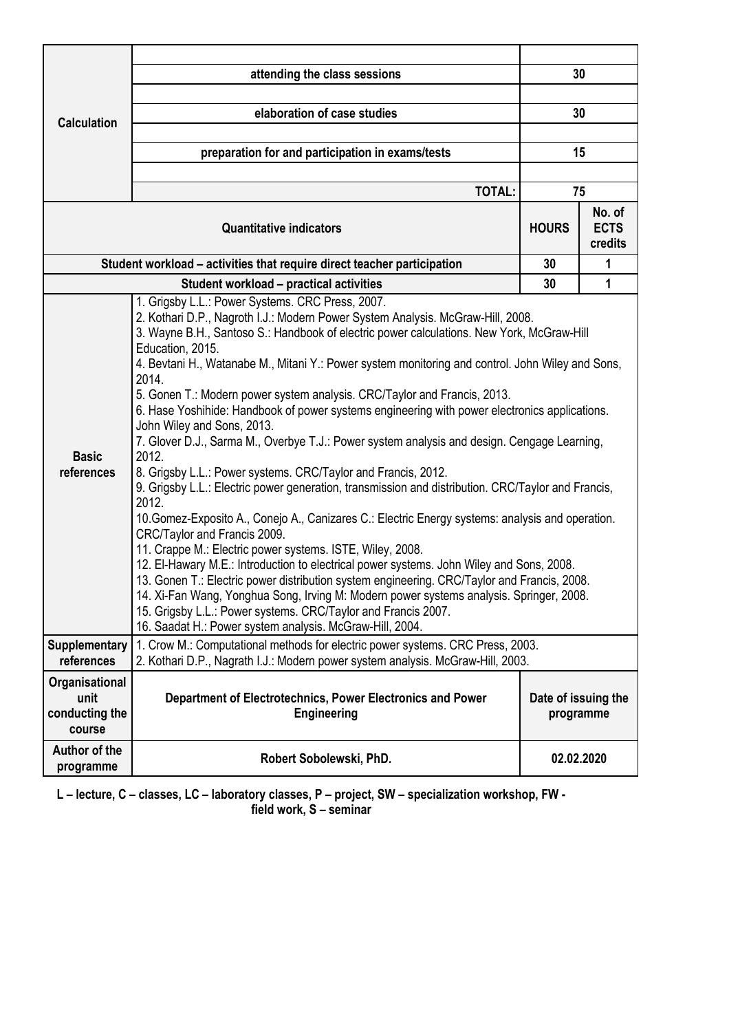| | | | |
|---|---|---|---|
| Calculation | | | |
| | attending the class sessions | 30 | |
| | | | |
| | elaboration of case studies | 30 | |
| | | | |
| | preparation for and participation in exams/tests | 15 | |
| | | | |
| | TOTAL: | 75 | |
| Quantitative indicators | | HOURS | No. of ECTS credits |
| Student workload – activities that require direct teacher participation | | 30 | 1 |
| Student workload – practical activities | | 30 | 1 |
| Basic references | 1. Grigsby L.L.: Power Systems. CRC Press, 2007.<br>2. Kothari D.P., Nagroth I.J.: Modern Power System Analysis. McGraw-Hill, 2008.<br>3. Wayne B.H., Santoso S.: Handbook of electric power calculations. New York, McGraw-Hill Education, 2015.<br>4. Bevtani H., Watanabe M., Mitani Y.: Power system monitoring and control. John Wiley and Sons, 2014.<br>5. Gonen T.: Modern power system analysis. CRC/Taylor and Francis, 2013.<br>6. Hase Yoshihide: Handbook of power systems engineering with power electronics applications. John Wiley and Sons, 2013.<br>7. Glover D.J., Sarma M., Overbye T.J.: Power system analysis and design. Cengage Learning, 2012.<br>8. Grigsby L.L.: Power systems. CRC/Taylor and Francis, 2012.<br>9. Grigsby L.L.: Electric power generation, transmission and distribution. CRC/Taylor and Francis, 2012.<br>10.Gomez-Exposito A., Conejo A., Canizares C.: Electric Energy systems: analysis and operation. CRC/Taylor and Francis 2009.<br>11. Crappe M.: Electric power systems. ISTE, Wiley, 2008.<br>12. El-Hawary M.E.: Introduction to electrical power systems. John Wiley and Sons, 2008.<br>13. Gonen T.: Electric power distribution system engineering. CRC/Taylor and Francis, 2008.<br>14. Xi-Fan Wang, Yonghua Song, Irving M: Modern power systems analysis. Springer, 2008.<br>15. Grigsby L.L.: Power systems. CRC/Taylor and Francis 2007.<br>16. Saadat H.: Power system analysis. McGraw-Hill, 2004. | | |
| Supplementary references | 1. Crow M.: Computational methods for electric power systems. CRC Press, 2003.<br>2. Kothari D.P., Nagrath I.J.: Modern power system analysis. McGraw-Hill, 2003. | | |
| Organisational unit conducting the course | Department of Electrotechnics, Power Electronics and Power Engineering | Date of issuing the programme | |
| Author of the programme | Robert Sobolewski, PhD. | 02.02.2020 | |

L – lecture, C – classes, LC – laboratory classes, P – project, SW – specialization workshop, FW - field work, S – seminar